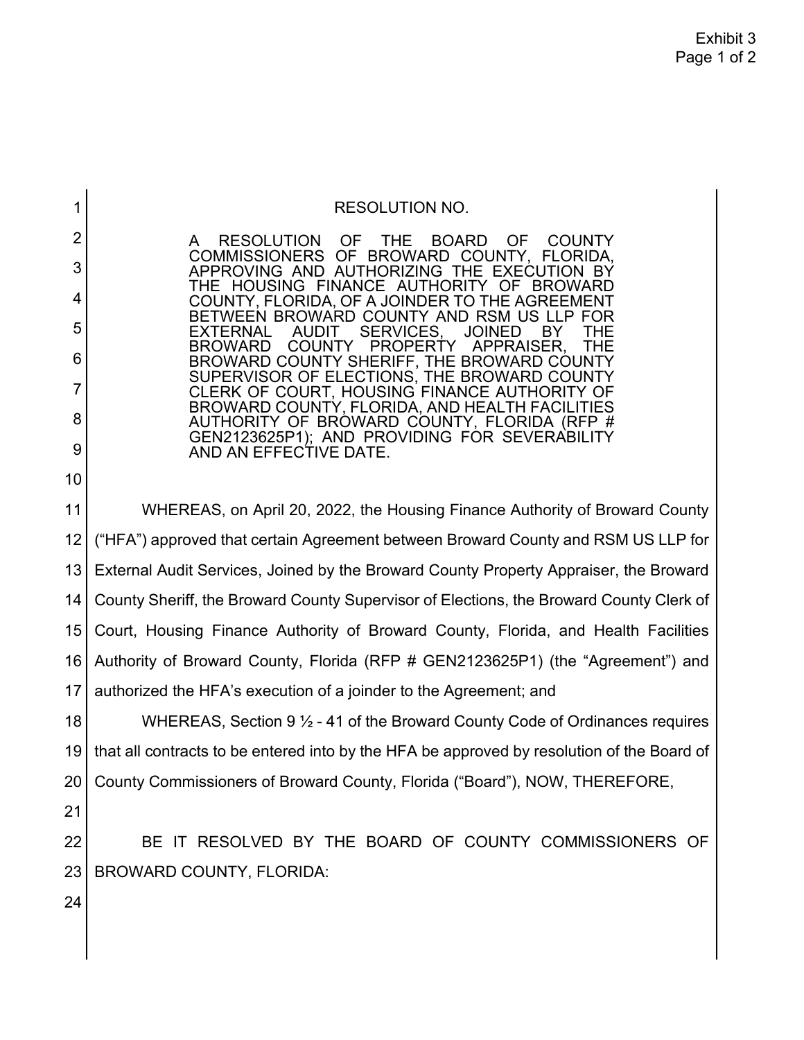# RESOLUTION NO.

A RESOLUTION OF THE BOARD OF COUNTY COMMISSIONERS OF BROWARD COUNTY, FLORIDA, APPROVING AND AUTHORIZING THE EXECUTION BY THE HOUSING FINANCE AUTHORITY OF BROWARD COUNTY, FLORIDA, OF A JOINDER TO THE AGREEMENT BETWEEN BROWARD COUNTY AND RSM US LLP FOR EXTERNAL AUDIT SERVICES, JOINED BY THE BROWARD COUNTY PROPERTY APPRAISER, THE BROWARD COUNTY SHERIFF, THE BROWARD COUNTY SUPERVISOR OF ELECTIONS, THE BROWARD COUNTY CLERK OF COURT, HOUSING FINANCE AUTHORITY OF BROWARD COUNTY, FLORIDA, AND HEALTH FACILITIES AUTHORITY OF BROWARD COUNTY, FLORIDA (RFP # GEN2123625P1); AND PROVIDING FOR SEVERABILITY AND AN EFFECTIVE DATE.

WHEREAS, on April 20, 2022, the Housing Finance Authority of Broward County ("HFA") approved that certain Agreement between Broward County and RSM US LLP for External Audit Services, Joined by the Broward County Property Appraiser, the Broward County Sheriff, the Broward County Supervisor of Elections, the Broward County Clerk of Court, Housing Finance Authority of Broward County, Florida, and Health Facilities Authority of Broward County, Florida (RFP # GEN2123625P1) (the "Agreement") and authorized the HFA's execution of a joinder to the Agreement; and

WHEREAS, Section 9 ½ - 41 of the Broward County Code of Ordinances requires that all contracts to be entered into by the HFA be approved by resolution of the Board of County Commissioners of Broward County, Florida ("Board"), NOW, THEREFORE,

BE IT RESOLVED BY THE BOARD OF COUNTY COMMISSIONERS OF BROWARD COUNTY, FLORIDA: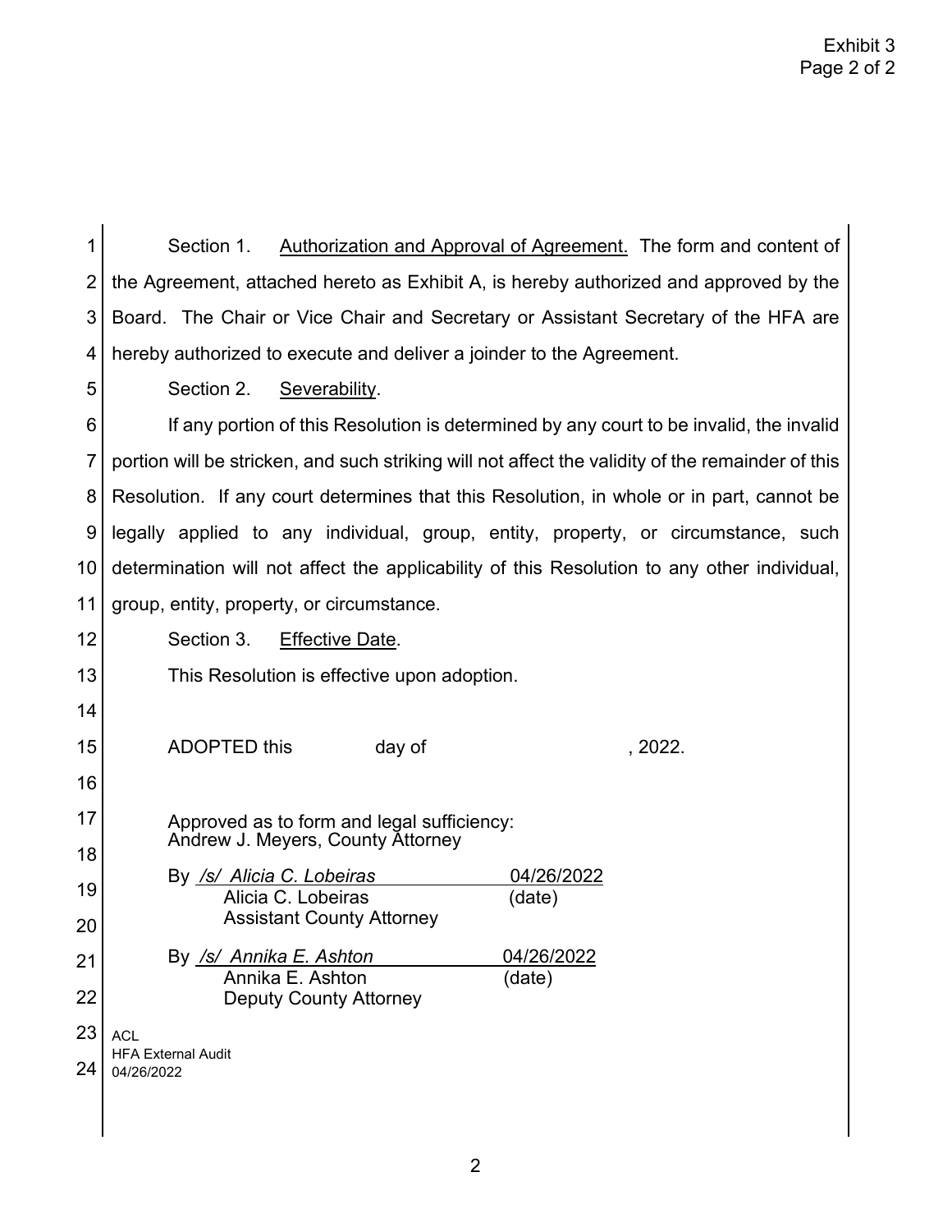Section 1. Authorization and Approval of Agreement. The form and content of the Agreement, attached hereto as Exhibit A, is hereby authorized and approved by the Board. The Chair or Vice Chair and Secretary or Assistant Secretary of the HFA are hereby authorized to execute and deliver a joinder to the Agreement.

Section 2. Severability.

If any portion of this Resolution is determined by any court to be invalid, the invalid portion will be stricken, and such striking will not affect the validity of the remainder of this Resolution. If any court determines that this Resolution, in whole or in part, cannot be legally applied to any individual, group, entity, property, or circumstance, such determination will not affect the applicability of this Resolution to any other individual, group, entity, property, or circumstance.

Section 3. Effective Date.

This Resolution is effective upon adoption.

ADOPTED this day of , 2022.

Approved as to form and legal sufficiency:
Andrew J. Meyers, County Attorney

By */s/ Alicia C. Lobeiras* 04/26/2022
Alicia C. Lobeiras (date)
Assistant County Attorney

By */s/ Annika E. Ashton* 04/26/2022
Annika E. Ashton (date)
Deputy County Attorney

ACL
HFA External Audit
04/26/2022